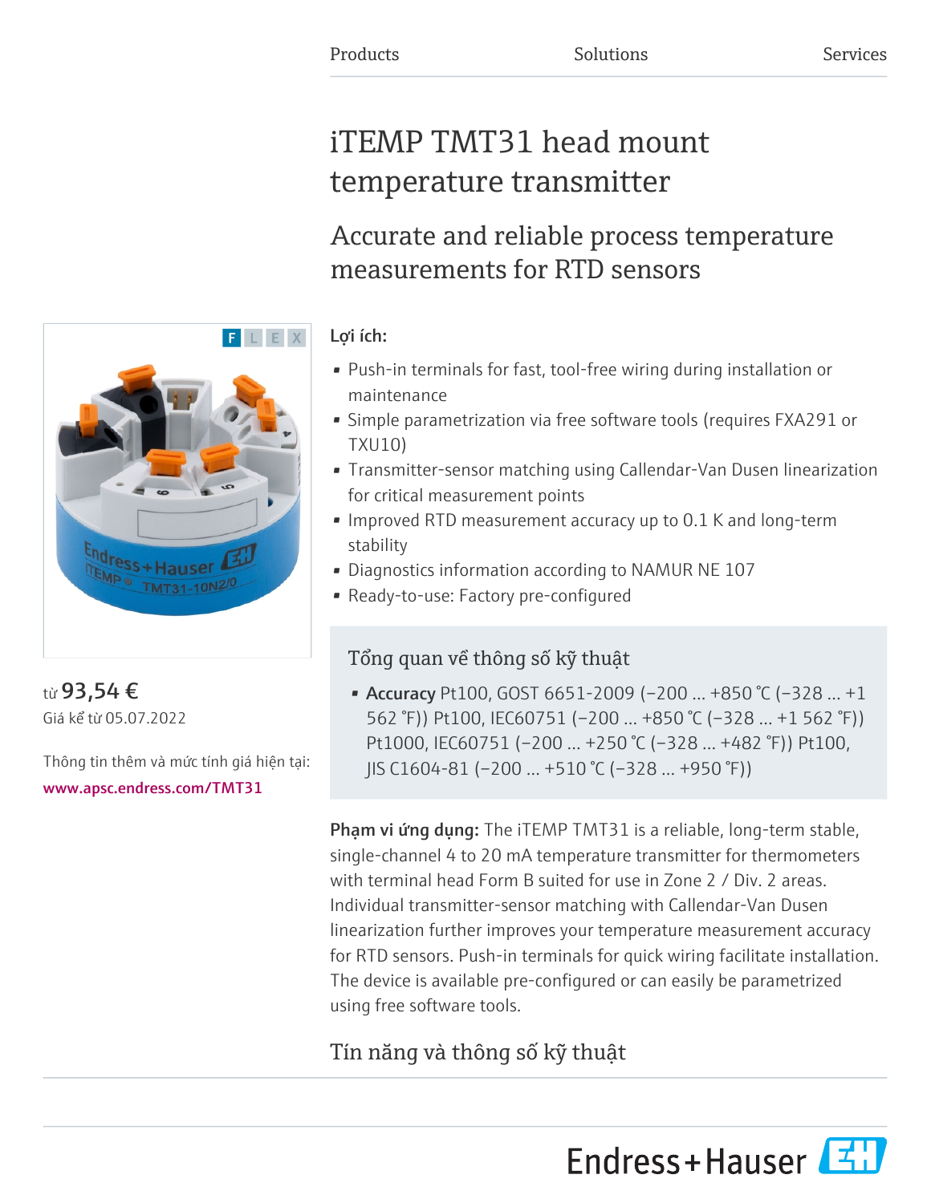Products Solutions Services

# iTEMP TMT31 head mount temperature transmitter

## Accurate and reliable process temperature measurements for RTD sensors

F L E X

từ **93,54 €**
Giá kể từ 05.07.2022

Thông tin thêm và mức tính giá hiện tại:
www.apsc.endress.com/TMT31

Lợi ích:

- Push-in terminals for fast, tool-free wiring during installation or maintenance
- Simple parametrization via free software tools (requires FXA291 or TXU10)
- Transmitter-sensor matching using Callendar-Van Dusen linearization for critical measurement points
- Improved RTD measurement accuracy up to 0.1 K and long-term stability
- Diagnostics information according to NAMUR NE 107
- Ready-to-use: Factory pre-configured

### Tổng quan về thông số kỹ thuật

- **Accuracy** Pt100, GOST 6651-2009 (−200 ... +850 °C (−328 ... +1 562 °F)) Pt100, IEC60751 (−200 ... +850 °C (−328 ... +1 562 °F)) Pt1000, IEC60751 (−200 ... +250 °C (−328 ... +482 °F)) Pt100, JIS C1604-81 (−200 ... +510 °C (−328 ... +950 °F))

**Phạm vi ứng dụng:** The iTEMP TMT31 is a reliable, long-term stable, single-channel 4 to 20 mA temperature transmitter for thermometers with terminal head Form B suited for use in Zone 2 / Div. 2 areas. Individual transmitter-sensor matching with Callendar-Van Dusen linearization further improves your temperature measurement accuracy for RTD sensors. Push-in terminals for quick wiring facilitate installation. The device is available pre-configured or can easily be parametrized using free software tools.

### Tín năng và thông số kỹ thuật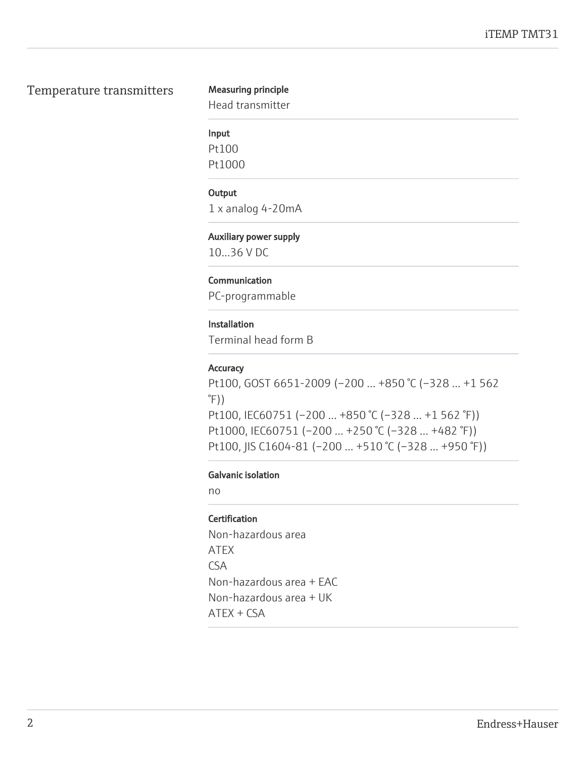## Temperature transmitters

**Measuring principle**

Head transmitter

**Input**

Pt100
Pt1000

**Output**

1 x analog 4-20mA

**Auxiliary power supply**

10...36 V DC

**Communication**

PC-programmable

**Installation**

Terminal head form B

**Accuracy**

Pt100, GOST 6651-2009 (−200 ... +850 °C (−328 ... +1 562 °F))
Pt100, IEC60751 (−200 ... +850 °C (−328 ... +1 562 °F))
Pt1000, IEC60751 (−200 ... +250 °C (−328 ... +482 °F))
Pt100, JIS C1604-81 (−200 ... +510 °C (−328 ... +950 °F))

**Galvanic isolation**

no

**Certification**

Non-hazardous area
ATEX
CSA
Non-hazardous area + EAC
Non-hazardous area + UK
ATEX + CSA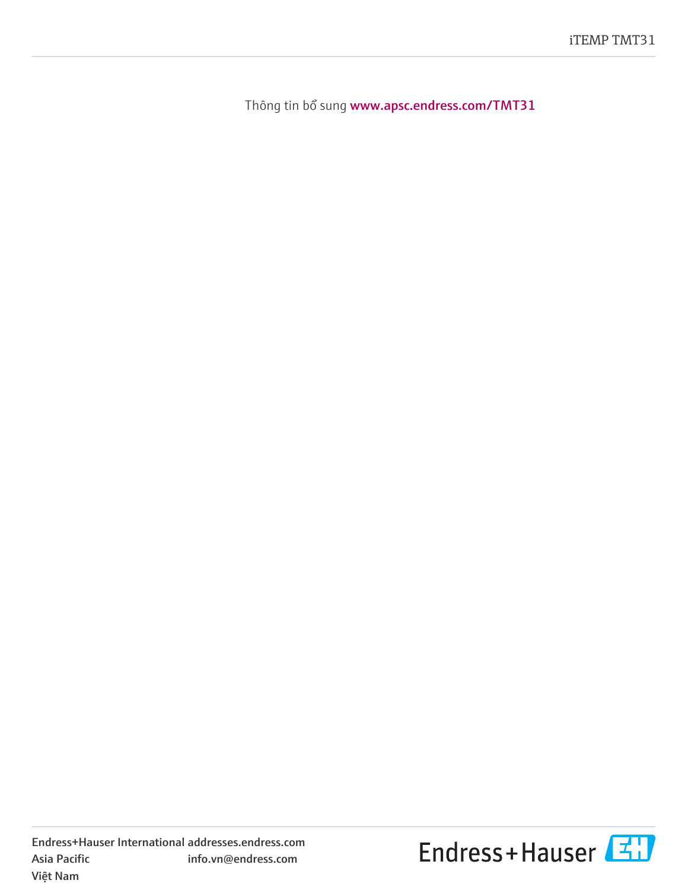Thông tin bổ sung **www.apsc.endress.com/TMT31**

**Endress+Hauser International** **addresses.endress.com**
**Asia Pacific** **info.vn@endress.com**
**Việt Nam**

Endress+Hauser